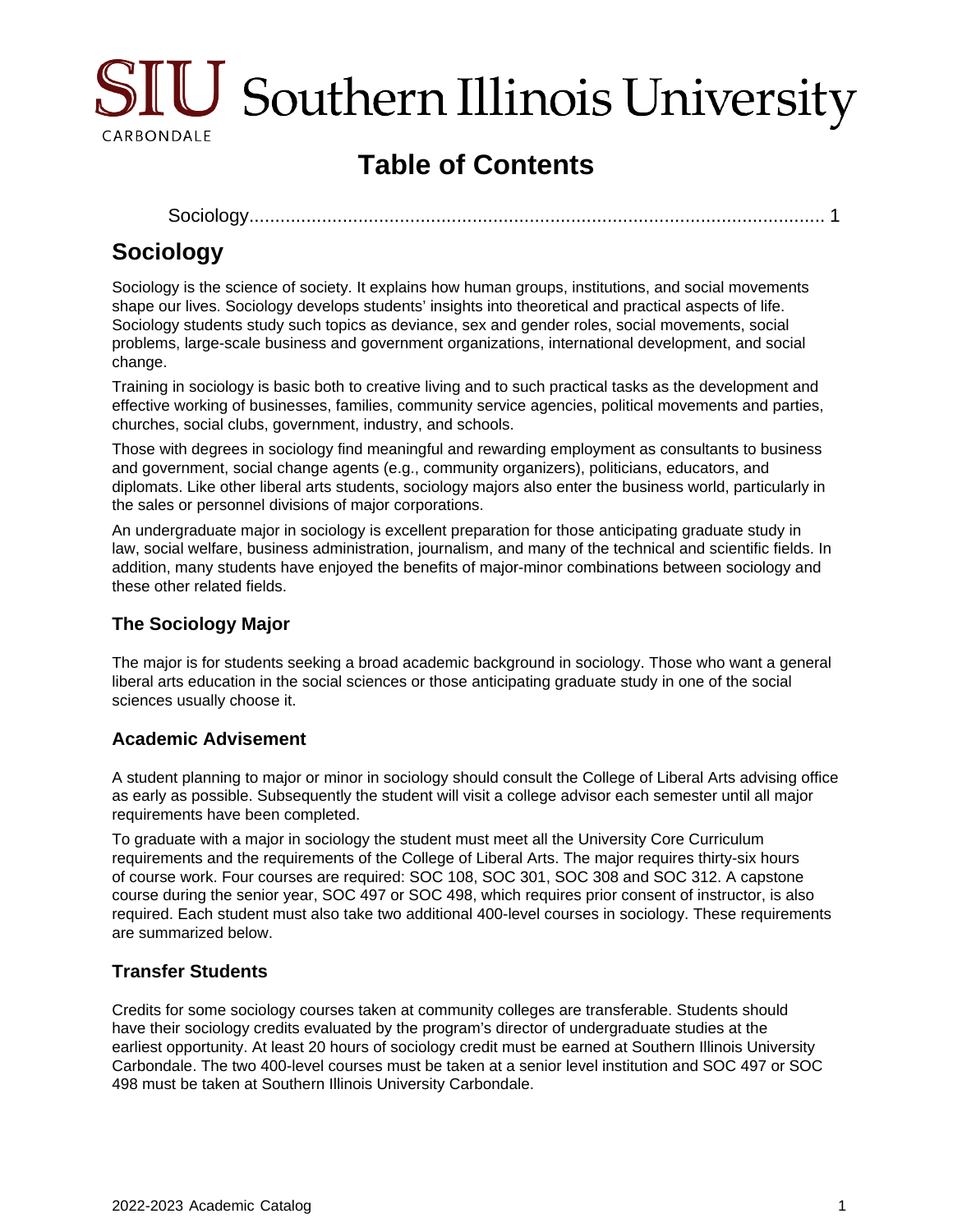# Table of Contents

Sociology........................................................................................................... 1

# Sociology

Sociology is the science of society. It explains how human groups, institutions, and social movements shape our lives. Sociology develops students' insights into theoretical and practical aspects of life. Sociology students study such topics as deviance, sex and gender roles, social movements, social problems, large-scale business and government organizations, international development, and social change.

Training in sociology is basic both to creative living and to such practical tasks as the development and effective working of businesses, families, community service agencies, political movements and parties, churches, social clubs, government, industry, and schools.

Those with degrees in sociology find meaningful and rewarding employment as consultants to business and government, social change agents (e.g., community organizers), politicians, educators, and diplomats. Like other liberal arts students, sociology majors also enter the business world, particularly in the sales or personnel divisions of major corporations.

An undergraduate major in sociology is excellent preparation for those anticipating graduate study in law, social welfare, business administration, journalism, and many of the technical and scientific fields. In addition, many students have enjoyed the benefits of major-minor combinations between sociology and these other related fields.

## The Sociology Major

The major is for students seeking a broad academic background in sociology. Those who want a general liberal arts education in the social sciences or those anticipating graduate study in one of the social sciences usually choose it.

## Academic Advisement

A student planning to major or minor in sociology should consult the College of Liberal Arts advising office as early as possible. Subsequently the student will visit a college advisor each semester until all major requirements have been completed.

To graduate with a major in sociology the student must meet all the University Core Curriculum requirements and the requirements of the College of Liberal Arts. The major requires thirty-six hours of course work. Four courses are required: SOC 108, SOC 301, SOC 308 and SOC 312. A capstone course during the senior year, SOC 497 or SOC 498, which requires prior consent of instructor, is also required. Each student must also take two additional 400-level courses in sociology. These requirements are summarized below.

## Transfer Students

Credits for some sociology courses taken at community colleges are transferable. Students should have their sociology credits evaluated by the program's director of undergraduate studies at the earliest opportunity. At least 20 hours of sociology credit must be earned at Southern Illinois University Carbondale. The two 400-level courses must be taken at a senior level institution and SOC 497 or SOC 498 must be taken at Southern Illinois University Carbondale.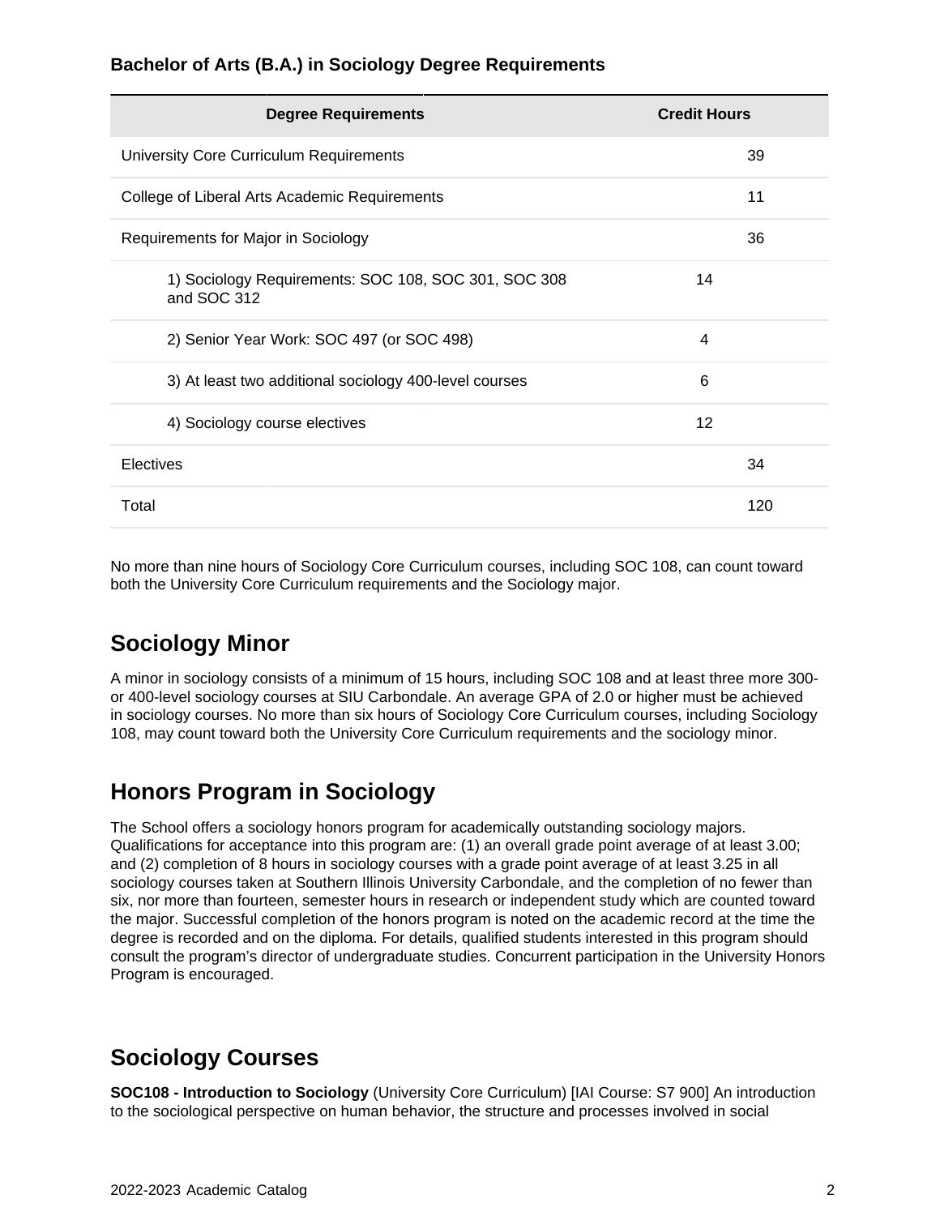**Bachelor of Arts (B.A.) in Sociology Degree Requirements**

| Degree Requirements | | Credit Hours |
|---|---|---|
| University Core Curriculum Requirements | | 39 |
| College of Liberal Arts Academic Requirements | | 11 |
| Requirements for Major in Sociology | | 36 |
| 1) Sociology Requirements: SOC 108, SOC 301, SOC 308 and SOC 312 | 14 | |
| 2) Senior Year Work: SOC 497 (or SOC 498) | 4 | |
| 3) At least two additional sociology 400-level courses | 6 | |
| 4) Sociology course electives | 12 | |
| Electives | | 34 |
| Total | | 120 |

No more than nine hours of Sociology Core Curriculum courses, including SOC 108, can count toward both the University Core Curriculum requirements and the Sociology major.

## Sociology Minor

A minor in sociology consists of a minimum of 15 hours, including SOC 108 and at least three more 300- or 400-level sociology courses at SIU Carbondale. An average GPA of 2.0 or higher must be achieved in sociology courses. No more than six hours of Sociology Core Curriculum courses, including Sociology 108, may count toward both the University Core Curriculum requirements and the sociology minor.

## Honors Program in Sociology

The School offers a sociology honors program for academically outstanding sociology majors. Qualifications for acceptance into this program are: (1) an overall grade point average of at least 3.00; and (2) completion of 8 hours in sociology courses with a grade point average of at least 3.25 in all sociology courses taken at Southern Illinois University Carbondale, and the completion of no fewer than six, nor more than fourteen, semester hours in research or independent study which are counted toward the major. Successful completion of the honors program is noted on the academic record at the time the degree is recorded and on the diploma. For details, qualified students interested in this program should consult the program's director of undergraduate studies. Concurrent participation in the University Honors Program is encouraged.

## Sociology Courses

**SOC108 - Introduction to Sociology** (University Core Curriculum) [IAI Course: S7 900] An introduction to the sociological perspective on human behavior, the structure and processes involved in social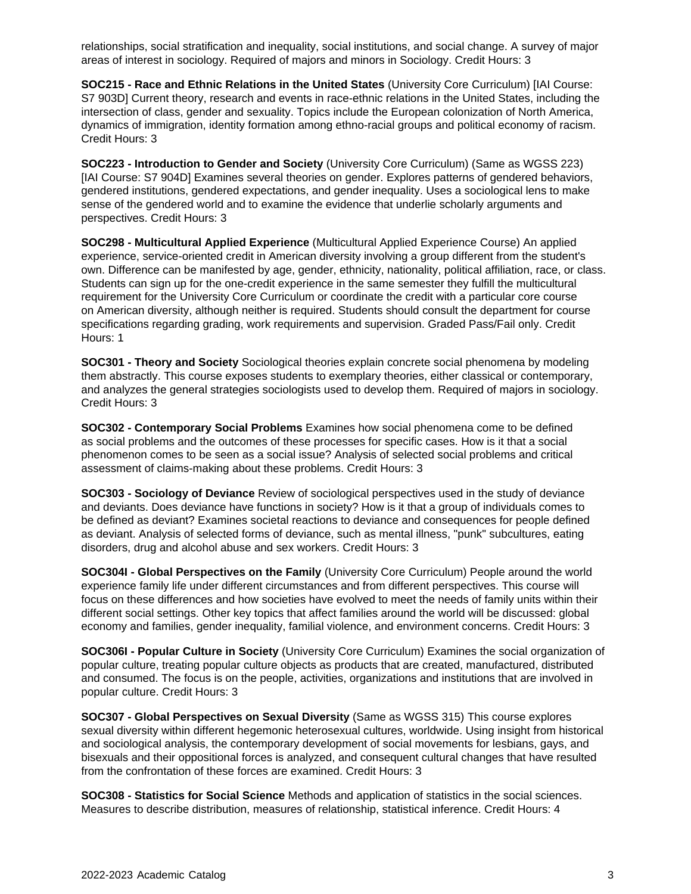relationships, social stratification and inequality, social institutions, and social change. A survey of major areas of interest in sociology. Required of majors and minors in Sociology. Credit Hours: 3

**SOC215 - Race and Ethnic Relations in the United States** (University Core Curriculum) [IAI Course: S7 903D] Current theory, research and events in race-ethnic relations in the United States, including the intersection of class, gender and sexuality. Topics include the European colonization of North America, dynamics of immigration, identity formation among ethno-racial groups and political economy of racism. Credit Hours: 3

**SOC223 - Introduction to Gender and Society** (University Core Curriculum) (Same as WGSS 223) [IAI Course: S7 904D] Examines several theories on gender. Explores patterns of gendered behaviors, gendered institutions, gendered expectations, and gender inequality. Uses a sociological lens to make sense of the gendered world and to examine the evidence that underlie scholarly arguments and perspectives. Credit Hours: 3

**SOC298 - Multicultural Applied Experience** (Multicultural Applied Experience Course) An applied experience, service-oriented credit in American diversity involving a group different from the student's own. Difference can be manifested by age, gender, ethnicity, nationality, political affiliation, race, or class. Students can sign up for the one-credit experience in the same semester they fulfill the multicultural requirement for the University Core Curriculum or coordinate the credit with a particular core course on American diversity, although neither is required. Students should consult the department for course specifications regarding grading, work requirements and supervision. Graded Pass/Fail only. Credit Hours: 1

**SOC301 - Theory and Society** Sociological theories explain concrete social phenomena by modeling them abstractly. This course exposes students to exemplary theories, either classical or contemporary, and analyzes the general strategies sociologists used to develop them. Required of majors in sociology. Credit Hours: 3

**SOC302 - Contemporary Social Problems** Examines how social phenomena come to be defined as social problems and the outcomes of these processes for specific cases. How is it that a social phenomenon comes to be seen as a social issue? Analysis of selected social problems and critical assessment of claims-making about these problems. Credit Hours: 3

**SOC303 - Sociology of Deviance** Review of sociological perspectives used in the study of deviance and deviants. Does deviance have functions in society? How is it that a group of individuals comes to be defined as deviant? Examines societal reactions to deviance and consequences for people defined as deviant. Analysis of selected forms of deviance, such as mental illness, "punk" subcultures, eating disorders, drug and alcohol abuse and sex workers. Credit Hours: 3

**SOC304I - Global Perspectives on the Family** (University Core Curriculum) People around the world experience family life under different circumstances and from different perspectives. This course will focus on these differences and how societies have evolved to meet the needs of family units within their different social settings. Other key topics that affect families around the world will be discussed: global economy and families, gender inequality, familial violence, and environment concerns. Credit Hours: 3

**SOC306I - Popular Culture in Society** (University Core Curriculum) Examines the social organization of popular culture, treating popular culture objects as products that are created, manufactured, distributed and consumed. The focus is on the people, activities, organizations and institutions that are involved in popular culture. Credit Hours: 3

**SOC307 - Global Perspectives on Sexual Diversity** (Same as WGSS 315) This course explores sexual diversity within different hegemonic heterosexual cultures, worldwide. Using insight from historical and sociological analysis, the contemporary development of social movements for lesbians, gays, and bisexuals and their oppositional forces is analyzed, and consequent cultural changes that have resulted from the confrontation of these forces are examined. Credit Hours: 3

**SOC308 - Statistics for Social Science** Methods and application of statistics in the social sciences. Measures to describe distribution, measures of relationship, statistical inference. Credit Hours: 4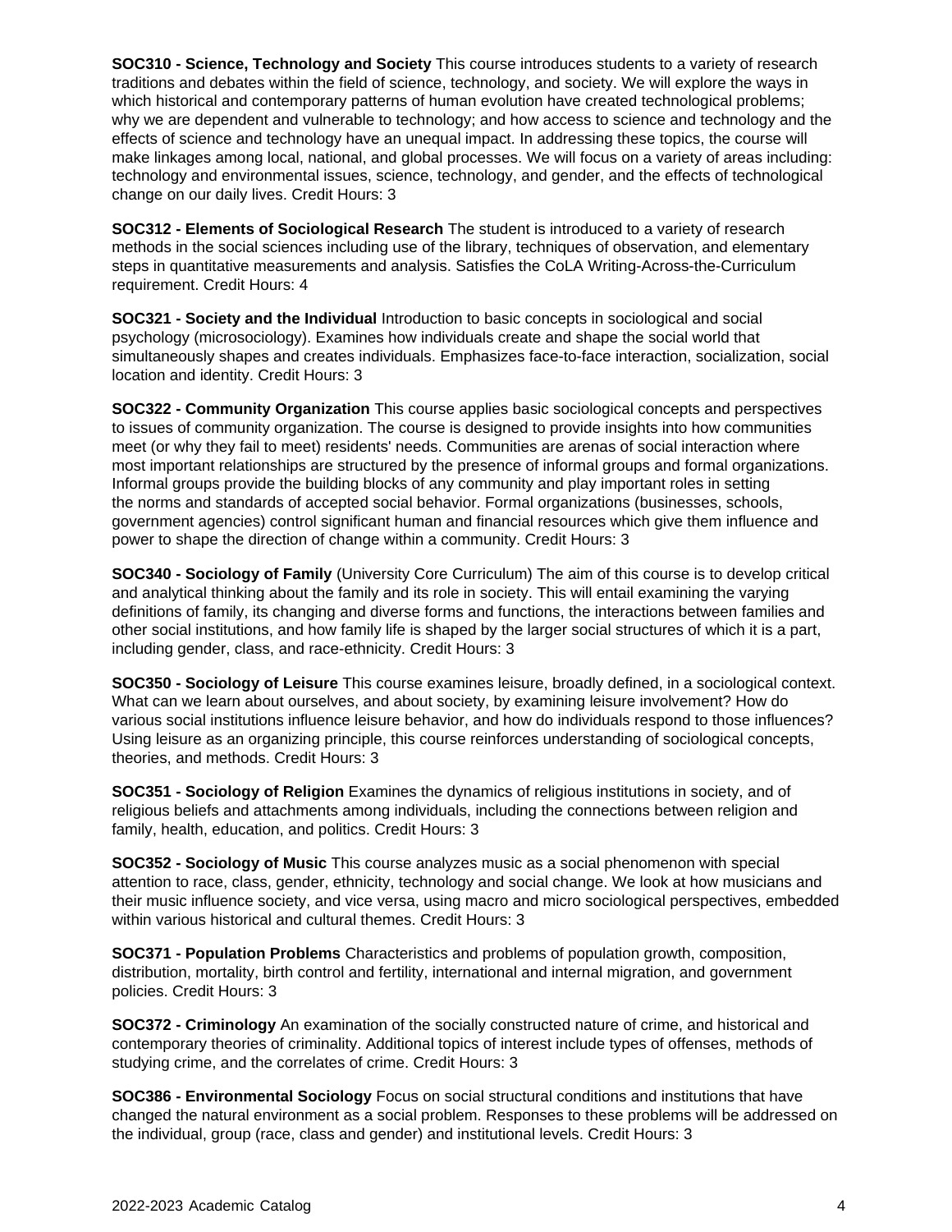**SOC310 - Science, Technology and Society** This course introduces students to a variety of research traditions and debates within the field of science, technology, and society. We will explore the ways in which historical and contemporary patterns of human evolution have created technological problems; why we are dependent and vulnerable to technology; and how access to science and technology and the effects of science and technology have an unequal impact. In addressing these topics, the course will make linkages among local, national, and global processes. We will focus on a variety of areas including: technology and environmental issues, science, technology, and gender, and the effects of technological change on our daily lives. Credit Hours: 3

**SOC312 - Elements of Sociological Research** The student is introduced to a variety of research methods in the social sciences including use of the library, techniques of observation, and elementary steps in quantitative measurements and analysis. Satisfies the CoLA Writing-Across-the-Curriculum requirement. Credit Hours: 4

**SOC321 - Society and the Individual** Introduction to basic concepts in sociological and social psychology (microsociology). Examines how individuals create and shape the social world that simultaneously shapes and creates individuals. Emphasizes face-to-face interaction, socialization, social location and identity. Credit Hours: 3

**SOC322 - Community Organization** This course applies basic sociological concepts and perspectives to issues of community organization. The course is designed to provide insights into how communities meet (or why they fail to meet) residents' needs. Communities are arenas of social interaction where most important relationships are structured by the presence of informal groups and formal organizations. Informal groups provide the building blocks of any community and play important roles in setting the norms and standards of accepted social behavior. Formal organizations (businesses, schools, government agencies) control significant human and financial resources which give them influence and power to shape the direction of change within a community. Credit Hours: 3

**SOC340 - Sociology of Family** (University Core Curriculum) The aim of this course is to develop critical and analytical thinking about the family and its role in society. This will entail examining the varying definitions of family, its changing and diverse forms and functions, the interactions between families and other social institutions, and how family life is shaped by the larger social structures of which it is a part, including gender, class, and race-ethnicity. Credit Hours: 3

**SOC350 - Sociology of Leisure** This course examines leisure, broadly defined, in a sociological context. What can we learn about ourselves, and about society, by examining leisure involvement? How do various social institutions influence leisure behavior, and how do individuals respond to those influences? Using leisure as an organizing principle, this course reinforces understanding of sociological concepts, theories, and methods. Credit Hours: 3

**SOC351 - Sociology of Religion** Examines the dynamics of religious institutions in society, and of religious beliefs and attachments among individuals, including the connections between religion and family, health, education, and politics. Credit Hours: 3

**SOC352 - Sociology of Music** This course analyzes music as a social phenomenon with special attention to race, class, gender, ethnicity, technology and social change. We look at how musicians and their music influence society, and vice versa, using macro and micro sociological perspectives, embedded within various historical and cultural themes. Credit Hours: 3

**SOC371 - Population Problems** Characteristics and problems of population growth, composition, distribution, mortality, birth control and fertility, international and internal migration, and government policies. Credit Hours: 3

**SOC372 - Criminology** An examination of the socially constructed nature of crime, and historical and contemporary theories of criminality. Additional topics of interest include types of offenses, methods of studying crime, and the correlates of crime. Credit Hours: 3

**SOC386 - Environmental Sociology** Focus on social structural conditions and institutions that have changed the natural environment as a social problem. Responses to these problems will be addressed on the individual, group (race, class and gender) and institutional levels. Credit Hours: 3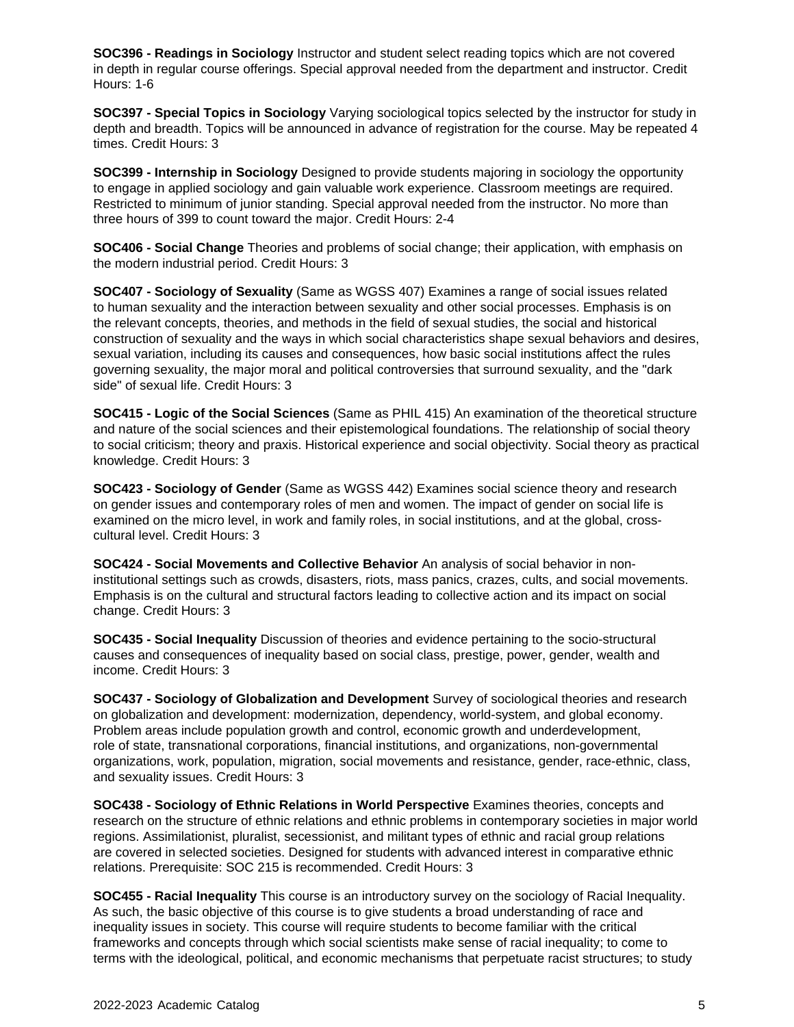**SOC396 - Readings in Sociology** Instructor and student select reading topics which are not covered in depth in regular course offerings. Special approval needed from the department and instructor. Credit Hours: 1-6

**SOC397 - Special Topics in Sociology** Varying sociological topics selected by the instructor for study in depth and breadth. Topics will be announced in advance of registration for the course. May be repeated 4 times. Credit Hours: 3

**SOC399 - Internship in Sociology** Designed to provide students majoring in sociology the opportunity to engage in applied sociology and gain valuable work experience. Classroom meetings are required. Restricted to minimum of junior standing. Special approval needed from the instructor. No more than three hours of 399 to count toward the major. Credit Hours: 2-4

**SOC406 - Social Change** Theories and problems of social change; their application, with emphasis on the modern industrial period. Credit Hours: 3

**SOC407 - Sociology of Sexuality** (Same as WGSS 407) Examines a range of social issues related to human sexuality and the interaction between sexuality and other social processes. Emphasis is on the relevant concepts, theories, and methods in the field of sexual studies, the social and historical construction of sexuality and the ways in which social characteristics shape sexual behaviors and desires, sexual variation, including its causes and consequences, how basic social institutions affect the rules governing sexuality, the major moral and political controversies that surround sexuality, and the "dark side" of sexual life. Credit Hours: 3

**SOC415 - Logic of the Social Sciences** (Same as PHIL 415) An examination of the theoretical structure and nature of the social sciences and their epistemological foundations. The relationship of social theory to social criticism; theory and praxis. Historical experience and social objectivity. Social theory as practical knowledge. Credit Hours: 3

**SOC423 - Sociology of Gender** (Same as WGSS 442) Examines social science theory and research on gender issues and contemporary roles of men and women. The impact of gender on social life is examined on the micro level, in work and family roles, in social institutions, and at the global, cross-cultural level. Credit Hours: 3

**SOC424 - Social Movements and Collective Behavior** An analysis of social behavior in non-institutional settings such as crowds, disasters, riots, mass panics, crazes, cults, and social movements. Emphasis is on the cultural and structural factors leading to collective action and its impact on social change. Credit Hours: 3

**SOC435 - Social Inequality** Discussion of theories and evidence pertaining to the socio-structural causes and consequences of inequality based on social class, prestige, power, gender, wealth and income. Credit Hours: 3

**SOC437 - Sociology of Globalization and Development** Survey of sociological theories and research on globalization and development: modernization, dependency, world-system, and global economy. Problem areas include population growth and control, economic growth and underdevelopment, role of state, transnational corporations, financial institutions, and organizations, non-governmental organizations, work, population, migration, social movements and resistance, gender, race-ethnic, class, and sexuality issues. Credit Hours: 3

**SOC438 - Sociology of Ethnic Relations in World Perspective** Examines theories, concepts and research on the structure of ethnic relations and ethnic problems in contemporary societies in major world regions. Assimilationist, pluralist, secessionist, and militant types of ethnic and racial group relations are covered in selected societies. Designed for students with advanced interest in comparative ethnic relations. Prerequisite: SOC 215 is recommended. Credit Hours: 3

**SOC455 - Racial Inequality** This course is an introductory survey on the sociology of Racial Inequality. As such, the basic objective of this course is to give students a broad understanding of race and inequality issues in society. This course will require students to become familiar with the critical frameworks and concepts through which social scientists make sense of racial inequality; to come to terms with the ideological, political, and economic mechanisms that perpetuate racist structures; to study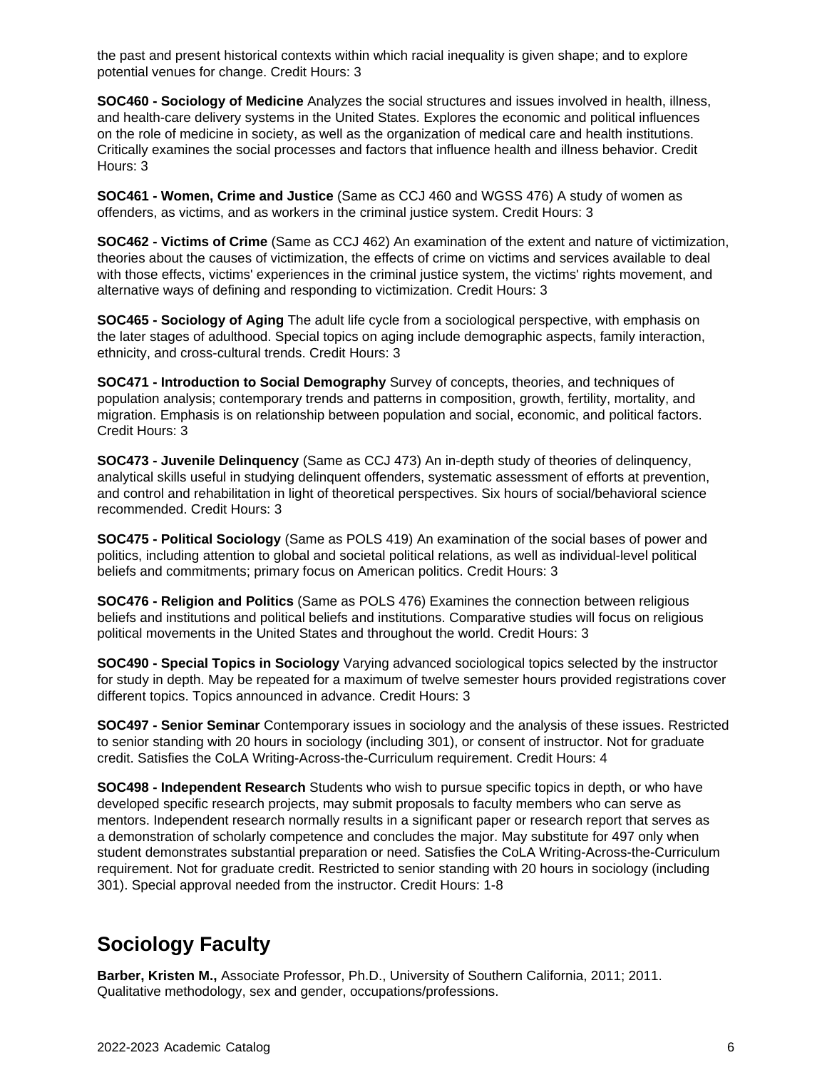the past and present historical contexts within which racial inequality is given shape; and to explore potential venues for change. Credit Hours: 3

**SOC460 - Sociology of Medicine** Analyzes the social structures and issues involved in health, illness, and health-care delivery systems in the United States. Explores the economic and political influences on the role of medicine in society, as well as the organization of medical care and health institutions. Critically examines the social processes and factors that influence health and illness behavior. Credit Hours: 3

**SOC461 - Women, Crime and Justice** (Same as CCJ 460 and WGSS 476) A study of women as offenders, as victims, and as workers in the criminal justice system. Credit Hours: 3

**SOC462 - Victims of Crime** (Same as CCJ 462) An examination of the extent and nature of victimization, theories about the causes of victimization, the effects of crime on victims and services available to deal with those effects, victims' experiences in the criminal justice system, the victims' rights movement, and alternative ways of defining and responding to victimization. Credit Hours: 3

**SOC465 - Sociology of Aging** The adult life cycle from a sociological perspective, with emphasis on the later stages of adulthood. Special topics on aging include demographic aspects, family interaction, ethnicity, and cross-cultural trends. Credit Hours: 3

**SOC471 - Introduction to Social Demography** Survey of concepts, theories, and techniques of population analysis; contemporary trends and patterns in composition, growth, fertility, mortality, and migration. Emphasis is on relationship between population and social, economic, and political factors. Credit Hours: 3

**SOC473 - Juvenile Delinquency** (Same as CCJ 473) An in-depth study of theories of delinquency, analytical skills useful in studying delinquent offenders, systematic assessment of efforts at prevention, and control and rehabilitation in light of theoretical perspectives. Six hours of social/behavioral science recommended. Credit Hours: 3

**SOC475 - Political Sociology** (Same as POLS 419) An examination of the social bases of power and politics, including attention to global and societal political relations, as well as individual-level political beliefs and commitments; primary focus on American politics. Credit Hours: 3

**SOC476 - Religion and Politics** (Same as POLS 476) Examines the connection between religious beliefs and institutions and political beliefs and institutions. Comparative studies will focus on religious political movements in the United States and throughout the world. Credit Hours: 3

**SOC490 - Special Topics in Sociology** Varying advanced sociological topics selected by the instructor for study in depth. May be repeated for a maximum of twelve semester hours provided registrations cover different topics. Topics announced in advance. Credit Hours: 3

**SOC497 - Senior Seminar** Contemporary issues in sociology and the analysis of these issues. Restricted to senior standing with 20 hours in sociology (including 301), or consent of instructor. Not for graduate credit. Satisfies the CoLA Writing-Across-the-Curriculum requirement. Credit Hours: 4

**SOC498 - Independent Research** Students who wish to pursue specific topics in depth, or who have developed specific research projects, may submit proposals to faculty members who can serve as mentors. Independent research normally results in a significant paper or research report that serves as a demonstration of scholarly competence and concludes the major. May substitute for 497 only when student demonstrates substantial preparation or need. Satisfies the CoLA Writing-Across-the-Curriculum requirement. Not for graduate credit. Restricted to senior standing with 20 hours in sociology (including 301). Special approval needed from the instructor. Credit Hours: 1-8

## Sociology Faculty

**Barber, Kristen M.,** Associate Professor, Ph.D., University of Southern California, 2011; 2011. Qualitative methodology, sex and gender, occupations/professions.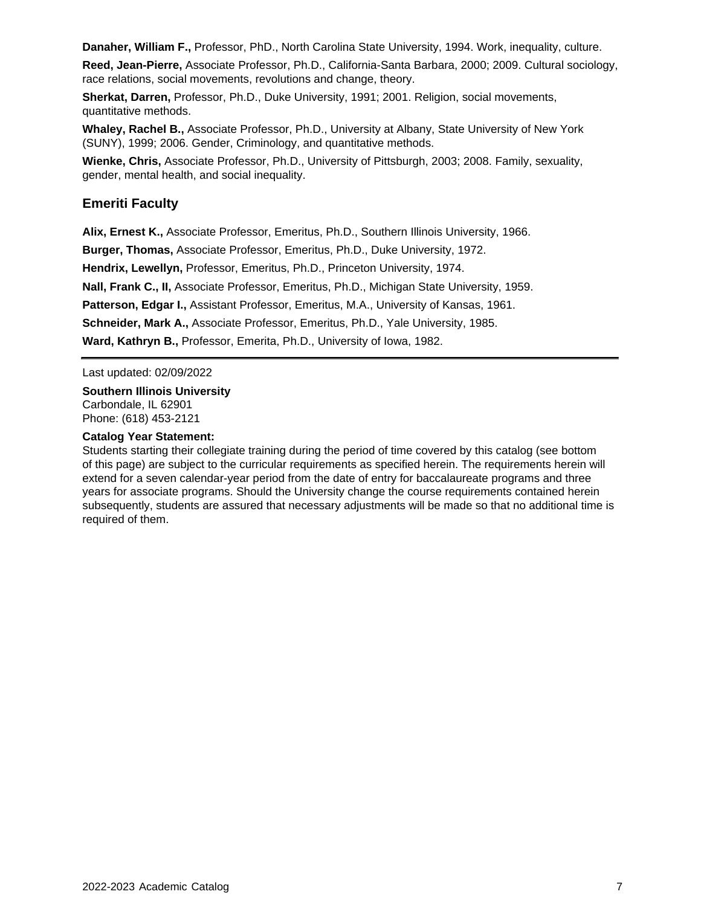**Danaher, William F.,** Professor, PhD., North Carolina State University, 1994. Work, inequality, culture.

**Reed, Jean-Pierre,** Associate Professor, Ph.D., California-Santa Barbara, 2000; 2009. Cultural sociology, race relations, social movements, revolutions and change, theory.

**Sherkat, Darren,** Professor, Ph.D., Duke University, 1991; 2001. Religion, social movements, quantitative methods.

**Whaley, Rachel B.,** Associate Professor, Ph.D., University at Albany, State University of New York (SUNY), 1999; 2006. Gender, Criminology, and quantitative methods.

**Wienke, Chris,** Associate Professor, Ph.D., University of Pittsburgh, 2003; 2008. Family, sexuality, gender, mental health, and social inequality.

## Emeriti Faculty

**Alix, Ernest K.,** Associate Professor, Emeritus, Ph.D., Southern Illinois University, 1966.

**Burger, Thomas,** Associate Professor, Emeritus, Ph.D., Duke University, 1972.

**Hendrix, Lewellyn,** Professor, Emeritus, Ph.D., Princeton University, 1974.

**Nall, Frank C., II,** Associate Professor, Emeritus, Ph.D., Michigan State University, 1959.

**Patterson, Edgar I.,** Assistant Professor, Emeritus, M.A., University of Kansas, 1961.

**Schneider, Mark A.,** Associate Professor, Emeritus, Ph.D., Yale University, 1985.

**Ward, Kathryn B.,** Professor, Emerita, Ph.D., University of Iowa, 1982.

---

Last updated: 02/09/2022

**Southern Illinois University**
Carbondale, IL 62901
Phone: (618) 453-2121

**Catalog Year Statement:**
Students starting their collegiate training during the period of time covered by this catalog (see bottom of this page) are subject to the curricular requirements as specified herein. The requirements herein will extend for a seven calendar-year period from the date of entry for baccalaureate programs and three years for associate programs. Should the University change the course requirements contained herein subsequently, students are assured that necessary adjustments will be made so that no additional time is required of them.

2022-2023 Academic Catalog